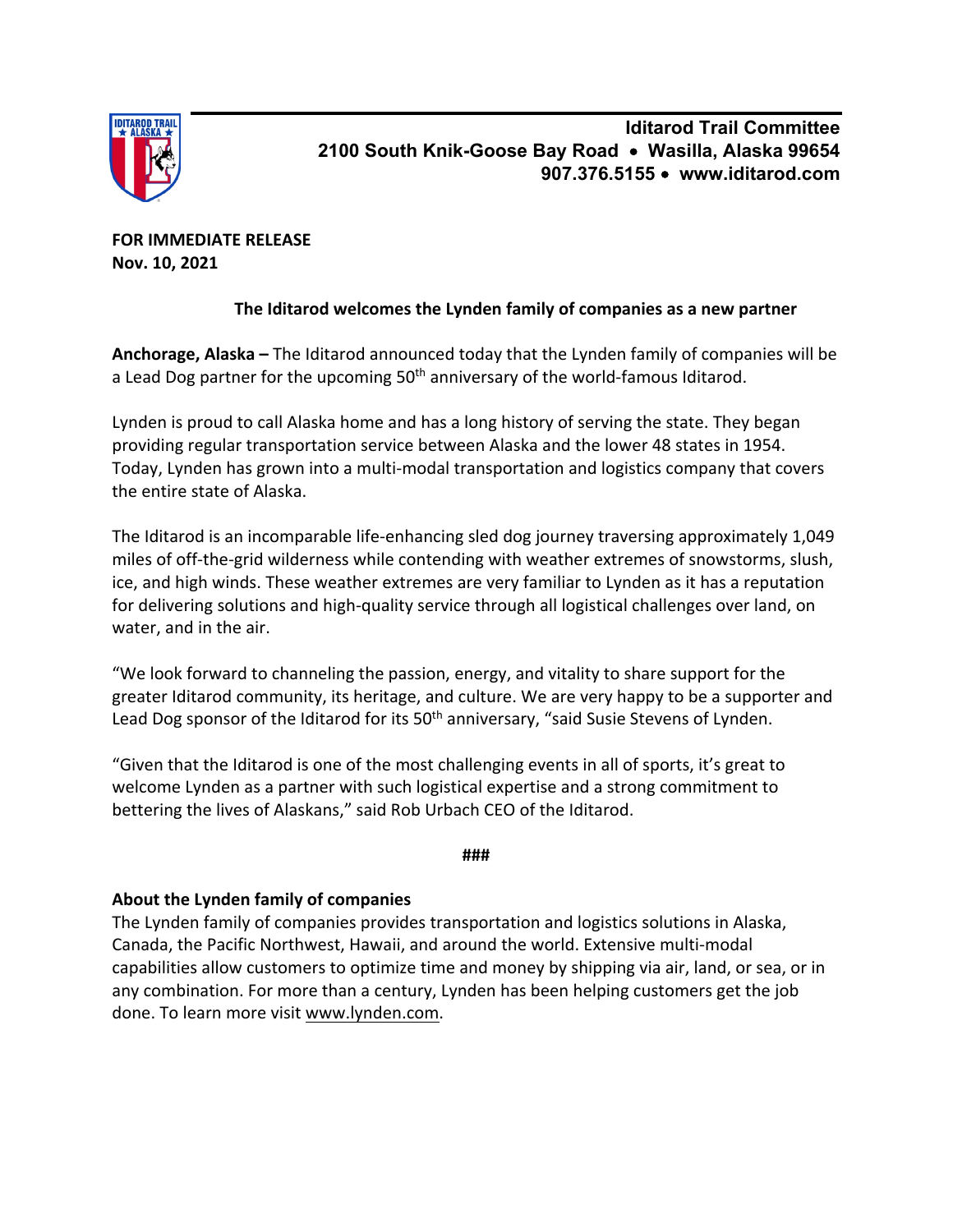**Iditarod Trail Committee**
**2100 South Knik-Goose Bay Road • Wasilla, Alaska 99654**
**907.376.5155 • www.iditarod.com**

**FOR IMMEDIATE RELEASE**
**Nov. 10, 2021**

## The Iditarod welcomes the Lynden family of companies as a new partner

**Anchorage, Alaska –** The Iditarod announced today that the Lynden family of companies will be a Lead Dog partner for the upcoming 50th anniversary of the world-famous Iditarod.

Lynden is proud to call Alaska home and has a long history of serving the state. They began providing regular transportation service between Alaska and the lower 48 states in 1954. Today, Lynden has grown into a multi-modal transportation and logistics company that covers the entire state of Alaska.

The Iditarod is an incomparable life-enhancing sled dog journey traversing approximately 1,049 miles of off-the-grid wilderness while contending with weather extremes of snowstorms, slush, ice, and high winds. These weather extremes are very familiar to Lynden as it has a reputation for delivering solutions and high-quality service through all logistical challenges over land, on water, and in the air.

“We look forward to channeling the passion, energy, and vitality to share support for the greater Iditarod community, its heritage, and culture. We are very happy to be a supporter and Lead Dog sponsor of the Iditarod for its 50th anniversary, “said Susie Stevens of Lynden.

“Given that the Iditarod is one of the most challenging events in all of sports, it’s great to welcome Lynden as a partner with such logistical expertise and a strong commitment to bettering the lives of Alaskans,” said Rob Urbach CEO of the Iditarod.

###

**About the Lynden family of companies**
The Lynden family of companies provides transportation and logistics solutions in Alaska, Canada, the Pacific Northwest, Hawaii, and around the world. Extensive multi-modal capabilities allow customers to optimize time and money by shipping via air, land, or sea, or in any combination. For more than a century, Lynden has been helping customers get the job done. To learn more visit www.lynden.com.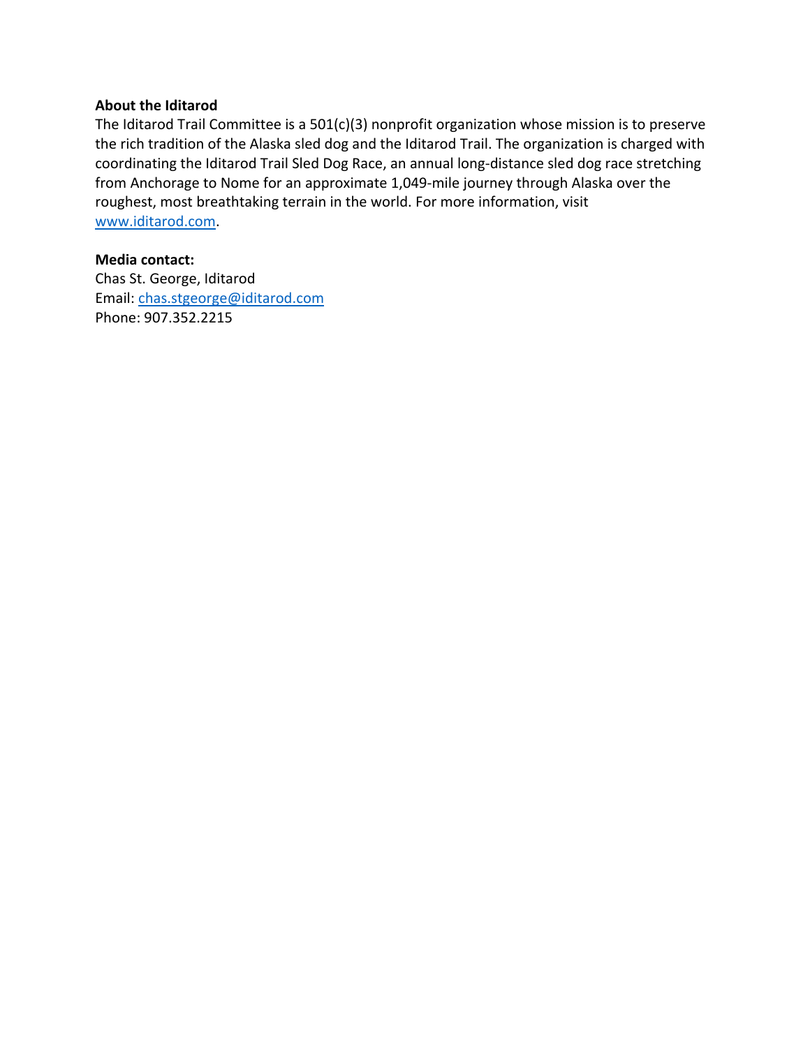**About the Iditarod**

The Iditarod Trail Committee is a 501(c)(3) nonprofit organization whose mission is to preserve the rich tradition of the Alaska sled dog and the Iditarod Trail. The organization is charged with coordinating the Iditarod Trail Sled Dog Race, an annual long-distance sled dog race stretching from Anchorage to Nome for an approximate 1,049-mile journey through Alaska over the roughest, most breathtaking terrain in the world. For more information, visit www.iditarod.com.

**Media contact:**

Chas St. George, Iditarod
Email: chas.stgeorge@iditarod.com
Phone: 907.352.2215